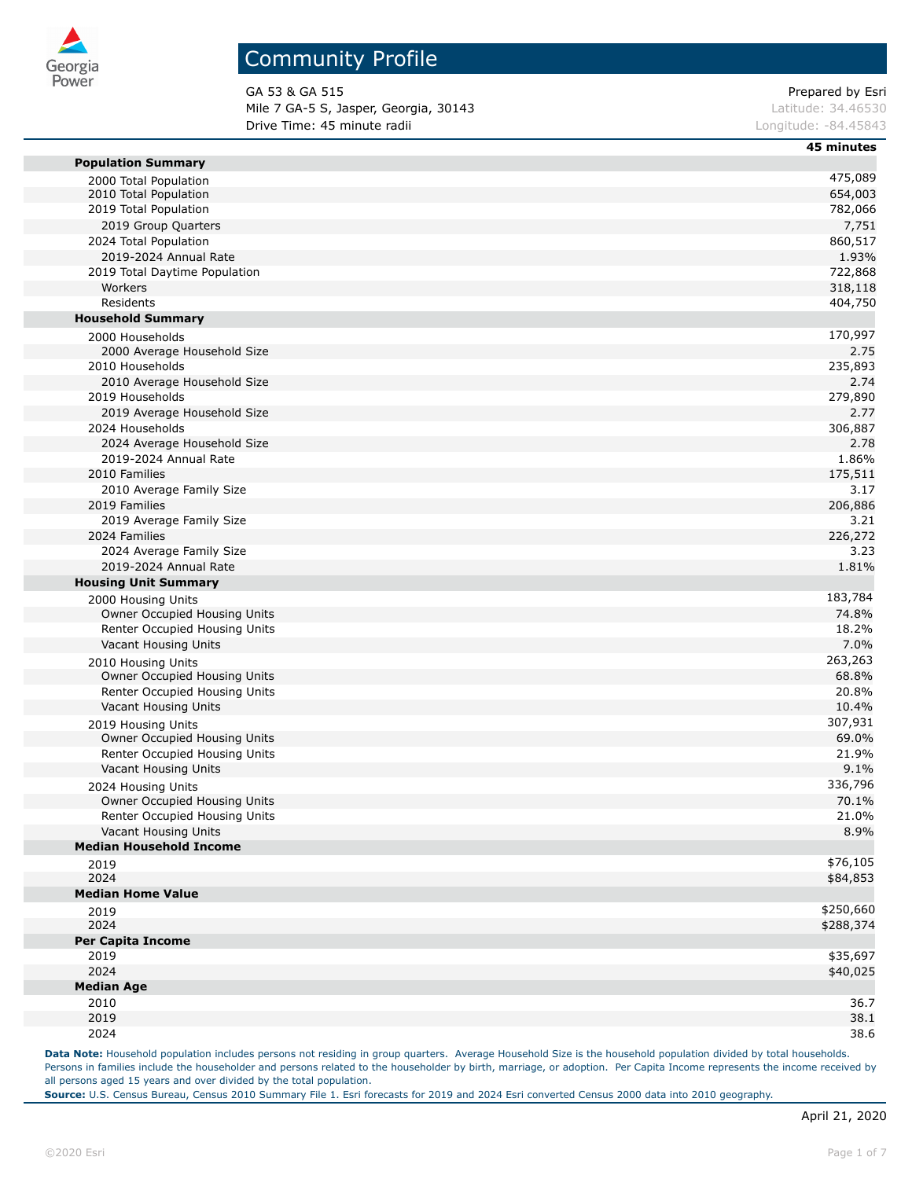# Community Profile

GA 53 & GA 515
Mile 7 GA-5 S, Jasper, Georgia, 30143
Drive Time: 45 minute radii

Prepared by Esri
Latitude: 34.46530
Longitude: -84.45843

| | 45 minutes |
|---|---|
| **Population Summary** | |
| 2000 Total Population | 475,089 |
| 2010 Total Population | 654,003 |
| 2019 Total Population | 782,066 |
| 2019 Group Quarters | 7,751 |
| 2024 Total Population | 860,517 |
| 2019-2024 Annual Rate | 1.93% |
| 2019 Total Daytime Population | 722,868 |
| Workers | 318,118 |
| Residents | 404,750 |
| **Household Summary** | |
| 2000 Households | 170,997 |
| 2000 Average Household Size | 2.75 |
| 2010 Households | 235,893 |
| 2010 Average Household Size | 2.74 |
| 2019 Households | 279,890 |
| 2019 Average Household Size | 2.77 |
| 2024 Households | 306,887 |
| 2024 Average Household Size | 2.78 |
| 2019-2024 Annual Rate | 1.86% |
| 2010 Families | 175,511 |
| 2010 Average Family Size | 3.17 |
| 2019 Families | 206,886 |
| 2019 Average Family Size | 3.21 |
| 2024 Families | 226,272 |
| 2024 Average Family Size | 3.23 |
| 2019-2024 Annual Rate | 1.81% |
| **Housing Unit Summary** | |
| 2000 Housing Units | 183,784 |
| Owner Occupied Housing Units | 74.8% |
| Renter Occupied Housing Units | 18.2% |
| Vacant Housing Units | 7.0% |
| 2010 Housing Units | 263,263 |
| Owner Occupied Housing Units | 68.8% |
| Renter Occupied Housing Units | 20.8% |
| Vacant Housing Units | 10.4% |
| 2019 Housing Units | 307,931 |
| Owner Occupied Housing Units | 69.0% |
| Renter Occupied Housing Units | 21.9% |
| Vacant Housing Units | 9.1% |
| 2024 Housing Units | 336,796 |
| Owner Occupied Housing Units | 70.1% |
| Renter Occupied Housing Units | 21.0% |
| Vacant Housing Units | 8.9% |
| **Median Household Income** | |
| 2019 | $76,105 |
| 2024 | $84,853 |
| **Median Home Value** | |
| 2019 | $250,660 |
| 2024 | $288,374 |
| **Per Capita Income** | |
| 2019 | $35,697 |
| 2024 | $40,025 |
| **Median Age** | |
| 2010 | 36.7 |
| 2019 | 38.1 |
| 2024 | 38.6 |

**Data Note:** Household population includes persons not residing in group quarters. Average Household Size is the household population divided by total households. Persons in families include the householder and persons related to the householder by birth, marriage, or adoption. Per Capita Income represents the income received by all persons aged 15 years and over divided by the total population.
**Source:** U.S. Census Bureau, Census 2010 Summary File 1. Esri forecasts for 2019 and 2024 Esri converted Census 2000 data into 2010 geography.

April 21, 2020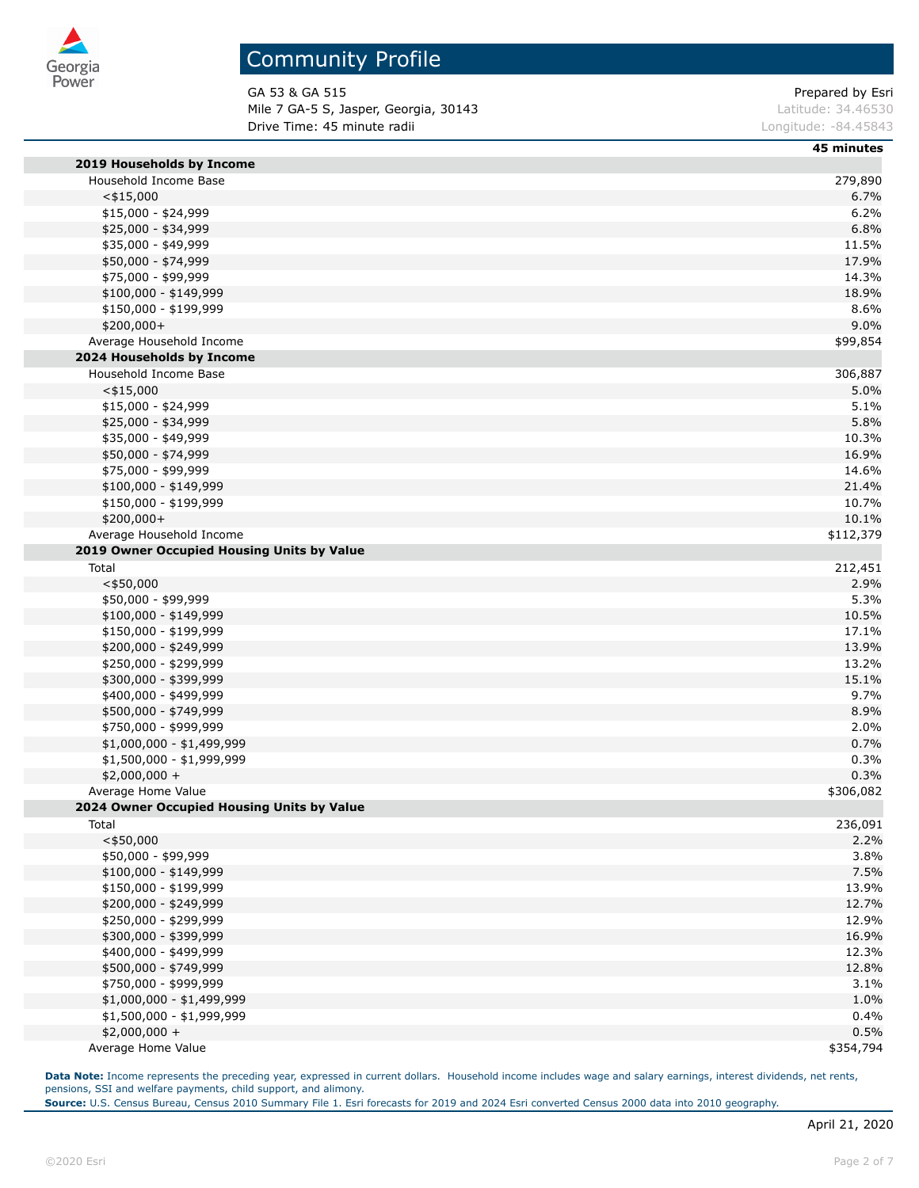# Community Profile

GA 53 & GA 515
Mile 7 GA-5 S, Jasper, Georgia, 30143
Drive Time: 45 minute radii

Prepared by Esri
Latitude: 34.46530
Longitude: -84.45843

| | 45 minutes |
|---|---|
| **2019 Households by Income** | |
| Household Income Base | 279,890 |
| <$15,000 | 6.7% |
| $15,000 - $24,999 | 6.2% |
| $25,000 - $34,999 | 6.8% |
| $35,000 - $49,999 | 11.5% |
| $50,000 - $74,999 | 17.9% |
| $75,000 - $99,999 | 14.3% |
| $100,000 - $149,999 | 18.9% |
| $150,000 - $199,999 | 8.6% |
| $200,000+ | 9.0% |
| Average Household Income | $99,854 |
| **2024 Households by Income** | |
| Household Income Base | 306,887 |
| <$15,000 | 5.0% |
| $15,000 - $24,999 | 5.1% |
| $25,000 - $34,999 | 5.8% |
| $35,000 - $49,999 | 10.3% |
| $50,000 - $74,999 | 16.9% |
| $75,000 - $99,999 | 14.6% |
| $100,000 - $149,999 | 21.4% |
| $150,000 - $199,999 | 10.7% |
| $200,000+ | 10.1% |
| Average Household Income | $112,379 |
| **2019 Owner Occupied Housing Units by Value** | |
| Total | 212,451 |
| <$50,000 | 2.9% |
| $50,000 - $99,999 | 5.3% |
| $100,000 - $149,999 | 10.5% |
| $150,000 - $199,999 | 17.1% |
| $200,000 - $249,999 | 13.9% |
| $250,000 - $299,999 | 13.2% |
| $300,000 - $399,999 | 15.1% |
| $400,000 - $499,999 | 9.7% |
| $500,000 - $749,999 | 8.9% |
| $750,000 - $999,999 | 2.0% |
| $1,000,000 - $1,499,999 | 0.7% |
| $1,500,000 - $1,999,999 | 0.3% |
| $2,000,000 + | 0.3% |
| Average Home Value | $306,082 |
| **2024 Owner Occupied Housing Units by Value** | |
| Total | 236,091 |
| <$50,000 | 2.2% |
| $50,000 - $99,999 | 3.8% |
| $100,000 - $149,999 | 7.5% |
| $150,000 - $199,999 | 13.9% |
| $200,000 - $249,999 | 12.7% |
| $250,000 - $299,999 | 12.9% |
| $300,000 - $399,999 | 16.9% |
| $400,000 - $499,999 | 12.3% |
| $500,000 - $749,999 | 12.8% |
| $750,000 - $999,999 | 3.1% |
| $1,000,000 - $1,499,999 | 1.0% |
| $1,500,000 - $1,999,999 | 0.4% |
| $2,000,000 + | 0.5% |
| Average Home Value | $354,794 |

**Data Note:** Income represents the preceding year, expressed in current dollars. Household income includes wage and salary earnings, interest dividends, net rents, pensions, SSI and welfare payments, child support, and alimony.
**Source:** U.S. Census Bureau, Census 2010 Summary File 1. Esri forecasts for 2019 and 2024 Esri converted Census 2000 data into 2010 geography.

April 21, 2020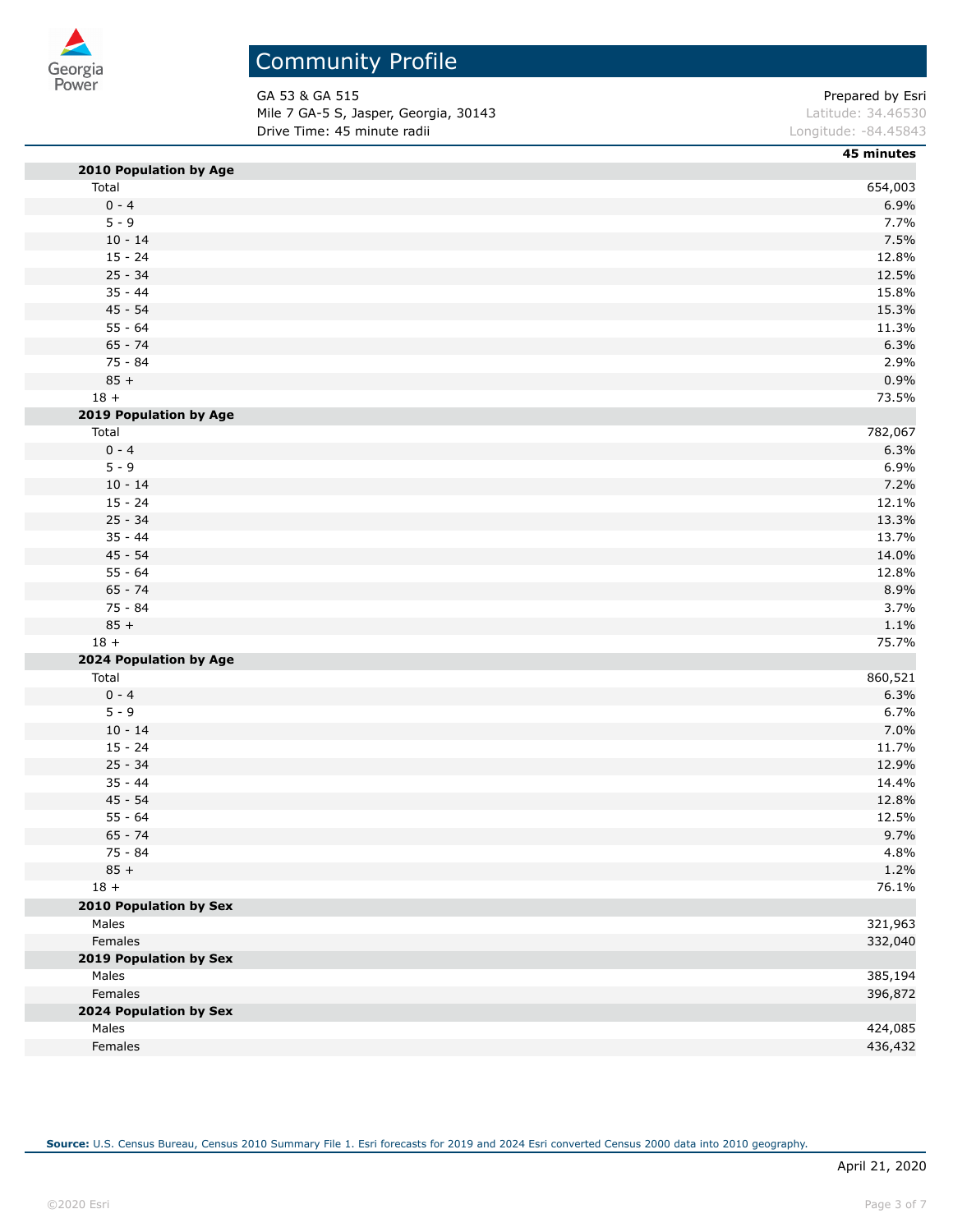# Community Profile

GA 53 & GA 515
Mile 7 GA-5 S, Jasper, Georgia, 30143
Drive Time: 45 minute radii

Prepared by Esri
Latitude: 34.46530
Longitude: -84.45843

| | 45 minutes |
|---|---|
| **2010 Population by Age** | |
| Total | 654,003 |
| 0 - 4 | 6.9% |
| 5 - 9 | 7.7% |
| 10 - 14 | 7.5% |
| 15 - 24 | 12.8% |
| 25 - 34 | 12.5% |
| 35 - 44 | 15.8% |
| 45 - 54 | 15.3% |
| 55 - 64 | 11.3% |
| 65 - 74 | 6.3% |
| 75 - 84 | 2.9% |
| 85 + | 0.9% |
| 18 + | 73.5% |
| **2019 Population by Age** | |
| Total | 782,067 |
| 0 - 4 | 6.3% |
| 5 - 9 | 6.9% |
| 10 - 14 | 7.2% |
| 15 - 24 | 12.1% |
| 25 - 34 | 13.3% |
| 35 - 44 | 13.7% |
| 45 - 54 | 14.0% |
| 55 - 64 | 12.8% |
| 65 - 74 | 8.9% |
| 75 - 84 | 3.7% |
| 85 + | 1.1% |
| 18 + | 75.7% |
| **2024 Population by Age** | |
| Total | 860,521 |
| 0 - 4 | 6.3% |
| 5 - 9 | 6.7% |
| 10 - 14 | 7.0% |
| 15 - 24 | 11.7% |
| 25 - 34 | 12.9% |
| 35 - 44 | 14.4% |
| 45 - 54 | 12.8% |
| 55 - 64 | 12.5% |
| 65 - 74 | 9.7% |
| 75 - 84 | 4.8% |
| 85 + | 1.2% |
| 18 + | 76.1% |
| **2010 Population by Sex** | |
| Males | 321,963 |
| Females | 332,040 |
| **2019 Population by Sex** | |
| Males | 385,194 |
| Females | 396,872 |
| **2024 Population by Sex** | |
| Males | 424,085 |
| Females | 436,432 |

**Source:** U.S. Census Bureau, Census 2010 Summary File 1. Esri forecasts for 2019 and 2024 Esri converted Census 2000 data into 2010 geography.

April 21, 2020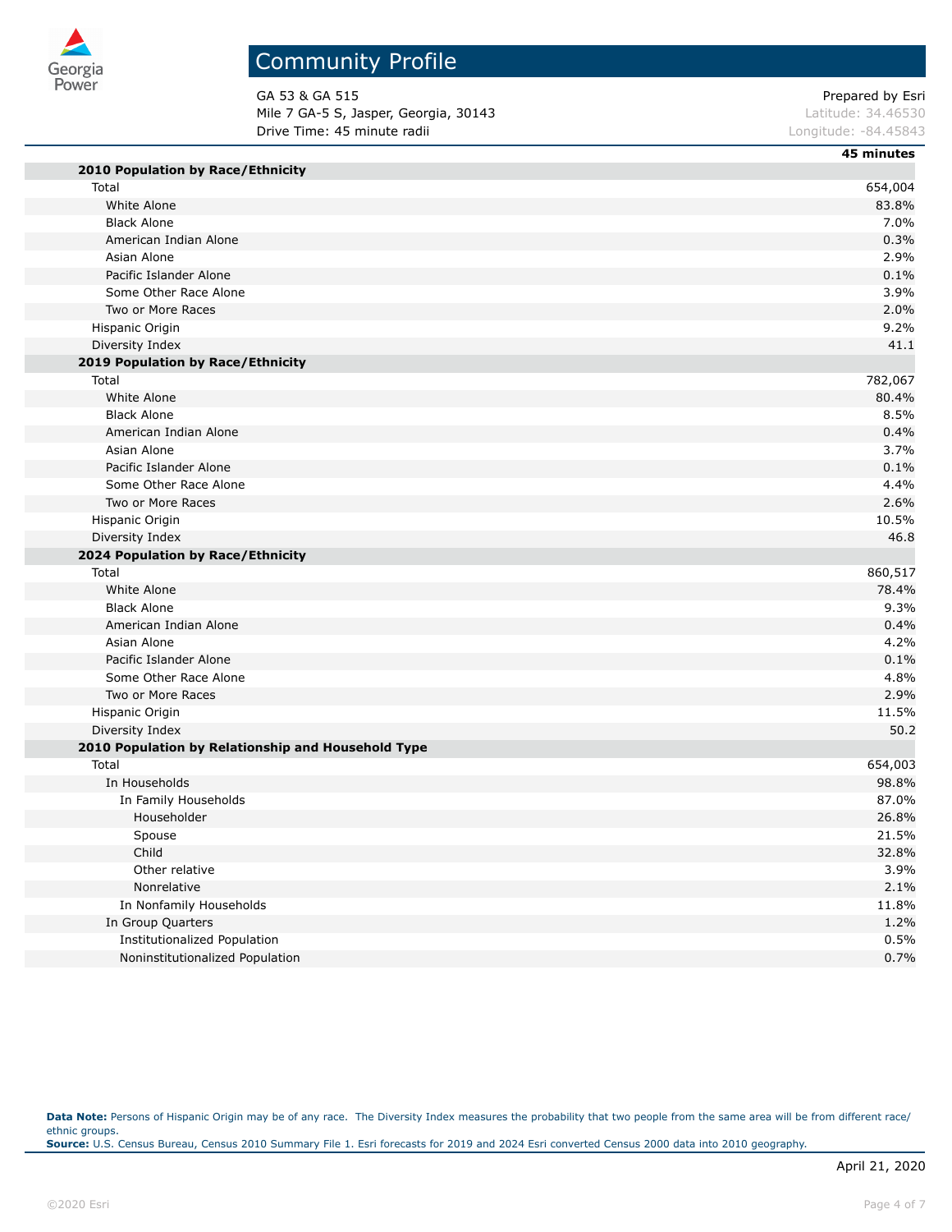# Community Profile

GA 53 & GA 515
Mile 7 GA-5 S, Jasper, Georgia, 30143
Drive Time: 45 minute radii

Prepared by Esri
Latitude: 34.46530
Longitude: -84.45843

| | 45 minutes |
|---|---|
| **2010 Population by Race/Ethnicity** | |
| Total | 654,004 |
| White Alone | 83.8% |
| Black Alone | 7.0% |
| American Indian Alone | 0.3% |
| Asian Alone | 2.9% |
| Pacific Islander Alone | 0.1% |
| Some Other Race Alone | 3.9% |
| Two or More Races | 2.0% |
| Hispanic Origin | 9.2% |
| Diversity Index | 41.1 |
| **2019 Population by Race/Ethnicity** | |
| Total | 782,067 |
| White Alone | 80.4% |
| Black Alone | 8.5% |
| American Indian Alone | 0.4% |
| Asian Alone | 3.7% |
| Pacific Islander Alone | 0.1% |
| Some Other Race Alone | 4.4% |
| Two or More Races | 2.6% |
| Hispanic Origin | 10.5% |
| Diversity Index | 46.8 |
| **2024 Population by Race/Ethnicity** | |
| Total | 860,517 |
| White Alone | 78.4% |
| Black Alone | 9.3% |
| American Indian Alone | 0.4% |
| Asian Alone | 4.2% |
| Pacific Islander Alone | 0.1% |
| Some Other Race Alone | 4.8% |
| Two or More Races | 2.9% |
| Hispanic Origin | 11.5% |
| Diversity Index | 50.2 |
| **2010 Population by Relationship and Household Type** | |
| Total | 654,003 |
| In Households | 98.8% |
| In Family Households | 87.0% |
| Householder | 26.8% |
| Spouse | 21.5% |
| Child | 32.8% |
| Other relative | 3.9% |
| Nonrelative | 2.1% |
| In Nonfamily Households | 11.8% |
| In Group Quarters | 1.2% |
| Institutionalized Population | 0.5% |
| Noninstitutionalized Population | 0.7% |

**Data Note:** Persons of Hispanic Origin may be of any race. The Diversity Index measures the probability that two people from the same area will be from different race/ ethnic groups.
**Source:** U.S. Census Bureau, Census 2010 Summary File 1. Esri forecasts for 2019 and 2024 Esri converted Census 2000 data into 2010 geography.

April 21, 2020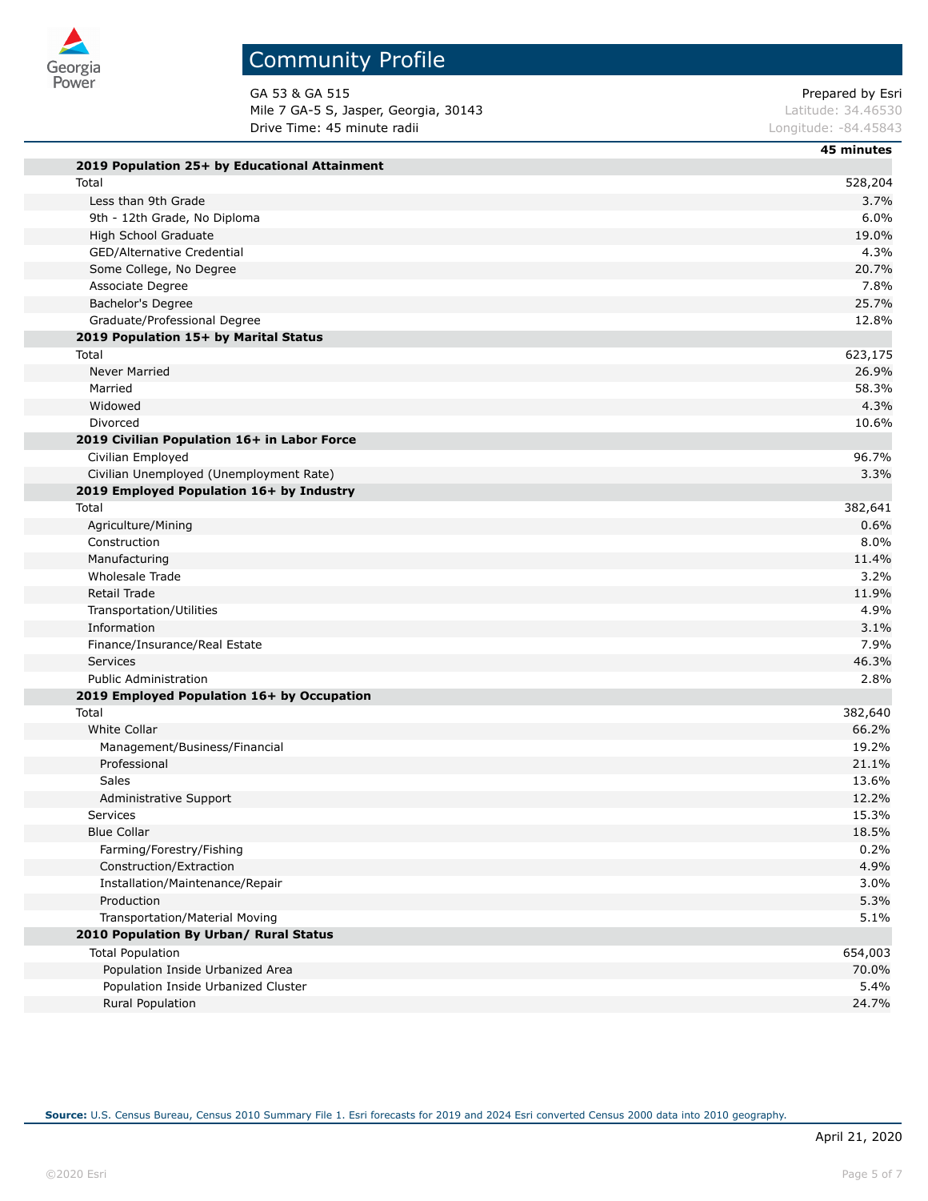# Community Profile

GA 53 & GA 515
Mile 7 GA-5 S, Jasper, Georgia, 30143
Drive Time: 45 minute radii

Prepared by Esri
Latitude: 34.46530
Longitude: -84.45843

| | 45 minutes |
|---|---|
| **2019 Population 25+ by Educational Attainment** | |
| Total | 528,204 |
| Less than 9th Grade | 3.7% |
| 9th - 12th Grade, No Diploma | 6.0% |
| High School Graduate | 19.0% |
| GED/Alternative Credential | 4.3% |
| Some College, No Degree | 20.7% |
| Associate Degree | 7.8% |
| Bachelor's Degree | 25.7% |
| Graduate/Professional Degree | 12.8% |
| **2019 Population 15+ by Marital Status** | |
| Total | 623,175 |
| Never Married | 26.9% |
| Married | 58.3% |
| Widowed | 4.3% |
| Divorced | 10.6% |
| **2019 Civilian Population 16+ in Labor Force** | |
| Civilian Employed | 96.7% |
| Civilian Unemployed (Unemployment Rate) | 3.3% |
| **2019 Employed Population 16+ by Industry** | |
| Total | 382,641 |
| Agriculture/Mining | 0.6% |
| Construction | 8.0% |
| Manufacturing | 11.4% |
| Wholesale Trade | 3.2% |
| Retail Trade | 11.9% |
| Transportation/Utilities | 4.9% |
| Information | 3.1% |
| Finance/Insurance/Real Estate | 7.9% |
| Services | 46.3% |
| Public Administration | 2.8% |
| **2019 Employed Population 16+ by Occupation** | |
| Total | 382,640 |
| White Collar | 66.2% |
| Management/Business/Financial | 19.2% |
| Professional | 21.1% |
| Sales | 13.6% |
| Administrative Support | 12.2% |
| Services | 15.3% |
| Blue Collar | 18.5% |
| Farming/Forestry/Fishing | 0.2% |
| Construction/Extraction | 4.9% |
| Installation/Maintenance/Repair | 3.0% |
| Production | 5.3% |
| Transportation/Material Moving | 5.1% |
| **2010 Population By Urban/ Rural Status** | |
| Total Population | 654,003 |
| Population Inside Urbanized Area | 70.0% |
| Population Inside Urbanized Cluster | 5.4% |
| Rural Population | 24.7% |

**Source:** U.S. Census Bureau, Census 2010 Summary File 1. Esri forecasts for 2019 and 2024 Esri converted Census 2000 data into 2010 geography.

April 21, 2020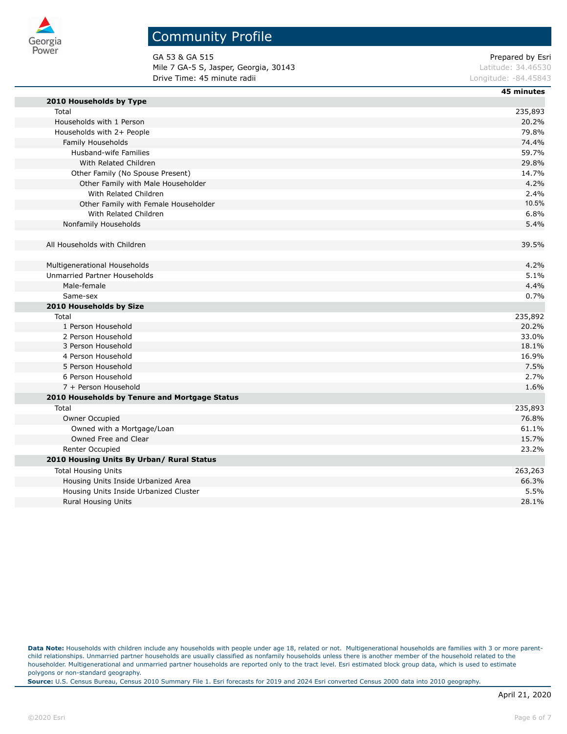# Community Profile

GA 53 & GA 515
Mile 7 GA-5 S, Jasper, Georgia, 30143
Drive Time: 45 minute radii

Prepared by Esri
Latitude: 34.46530
Longitude: -84.45843

| | 45 minutes |
|---|---|
| **2010 Households by Type** | |
| Total | 235,893 |
| Households with 1 Person | 20.2% |
| Households with 2+ People | 79.8% |
| Family Households | 74.4% |
| Husband-wife Families | 59.7% |
| With Related Children | 29.8% |
| Other Family (No Spouse Present) | 14.7% |
| Other Family with Male Householder | 4.2% |
| With Related Children | 2.4% |
| Other Family with Female Householder | 10.5% |
| With Related Children | 6.8% |
| Nonfamily Households | 5.4% |
| | |
| All Households with Children | 39.5% |
| | |
| Multigenerational Households | 4.2% |
| Unmarried Partner Households | 5.1% |
| Male-female | 4.4% |
| Same-sex | 0.7% |
| **2010 Households by Size** | |
| Total | 235,892 |
| 1 Person Household | 20.2% |
| 2 Person Household | 33.0% |
| 3 Person Household | 18.1% |
| 4 Person Household | 16.9% |
| 5 Person Household | 7.5% |
| 6 Person Household | 2.7% |
| 7 + Person Household | 1.6% |
| **2010 Households by Tenure and Mortgage Status** | |
| Total | 235,893 |
| Owner Occupied | 76.8% |
| Owned with a Mortgage/Loan | 61.1% |
| Owned Free and Clear | 15.7% |
| Renter Occupied | 23.2% |
| **2010 Housing Units By Urban/ Rural Status** | |
| Total Housing Units | 263,263 |
| Housing Units Inside Urbanized Area | 66.3% |
| Housing Units Inside Urbanized Cluster | 5.5% |
| Rural Housing Units | 28.1% |

**Data Note:** Households with children include any households with people under age 18, related or not. Multigenerational households are families with 3 or more parent-child relationships. Unmarried partner households are usually classified as nonfamily households unless there is another member of the household related to the householder. Multigenerational and unmarried partner households are reported only to the tract level. Esri estimated block group data, which is used to estimate polygons or non-standard geography.

**Source:** U.S. Census Bureau, Census 2010 Summary File 1. Esri forecasts for 2019 and 2024 Esri converted Census 2000 data into 2010 geography.

April 21, 2020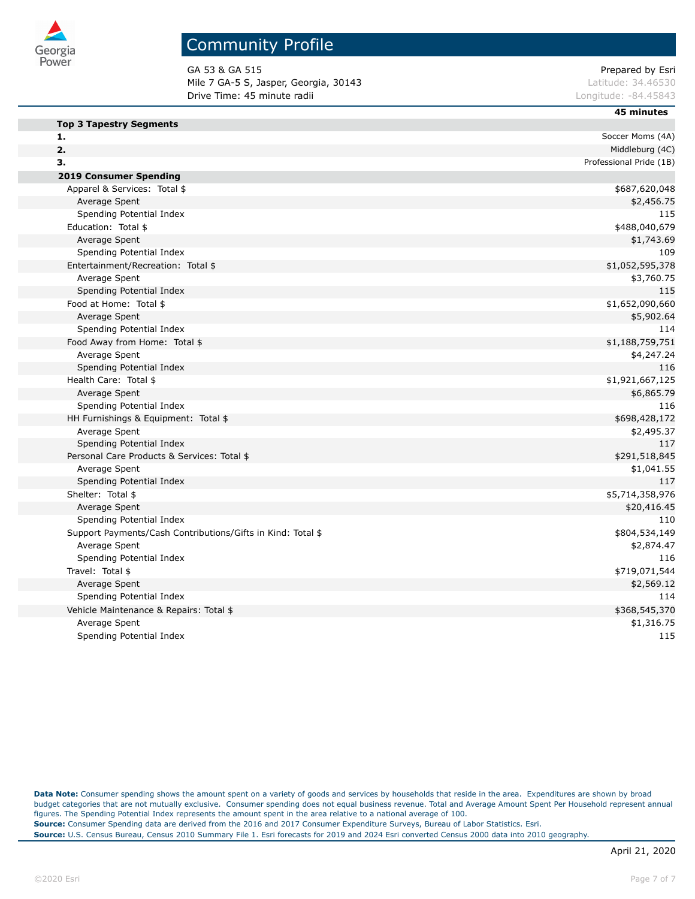# Community Profile

GA 53 & GA 515
Mile 7 GA-5 S, Jasper, Georgia, 30143
Drive Time: 45 minute radii

Prepared by Esri
Latitude: 34.46530
Longitude: -84.45843

| | 45 minutes |
|---|---|
| **Top 3 Tapestry Segments** | |
| **1.** | Soccer Moms (4A) |
| **2.** | Middleburg (4C) |
| **3.** | Professional Pride (1B) |
| **2019 Consumer Spending** | |
| Apparel & Services: Total $ | $687,620,048 |
| Average Spent | $2,456.75 |
| Spending Potential Index | 115 |
| Education: Total $ | $488,040,679 |
| Average Spent | $1,743.69 |
| Spending Potential Index | 109 |
| Entertainment/Recreation: Total $ | $1,052,595,378 |
| Average Spent | $3,760.75 |
| Spending Potential Index | 115 |
| Food at Home: Total $ | $1,652,090,660 |
| Average Spent | $5,902.64 |
| Spending Potential Index | 114 |
| Food Away from Home: Total $ | $1,188,759,751 |
| Average Spent | $4,247.24 |
| Spending Potential Index | 116 |
| Health Care: Total $ | $1,921,667,125 |
| Average Spent | $6,865.79 |
| Spending Potential Index | 116 |
| HH Furnishings & Equipment: Total $ | $698,428,172 |
| Average Spent | $2,495.37 |
| Spending Potential Index | 117 |
| Personal Care Products & Services: Total $ | $291,518,845 |
| Average Spent | $1,041.55 |
| Spending Potential Index | 117 |
| Shelter: Total $ | $5,714,358,976 |
| Average Spent | $20,416.45 |
| Spending Potential Index | 110 |
| Support Payments/Cash Contributions/Gifts in Kind: Total $ | $804,534,149 |
| Average Spent | $2,874.47 |
| Spending Potential Index | 116 |
| Travel: Total $ | $719,071,544 |
| Average Spent | $2,569.12 |
| Spending Potential Index | 114 |
| Vehicle Maintenance & Repairs: Total $ | $368,545,370 |
| Average Spent | $1,316.75 |
| Spending Potential Index | 115 |

**Data Note:** Consumer spending shows the amount spent on a variety of goods and services by households that reside in the area. Expenditures are shown by broad budget categories that are not mutually exclusive. Consumer spending does not equal business revenue. Total and Average Amount Spent Per Household represent annual figures. The Spending Potential Index represents the amount spent in the area relative to a national average of 100.
**Source:** Consumer Spending data are derived from the 2016 and 2017 Consumer Expenditure Surveys, Bureau of Labor Statistics. Esri.
**Source:** U.S. Census Bureau, Census 2010 Summary File 1. Esri forecasts for 2019 and 2024 Esri converted Census 2000 data into 2010 geography.

April 21, 2020